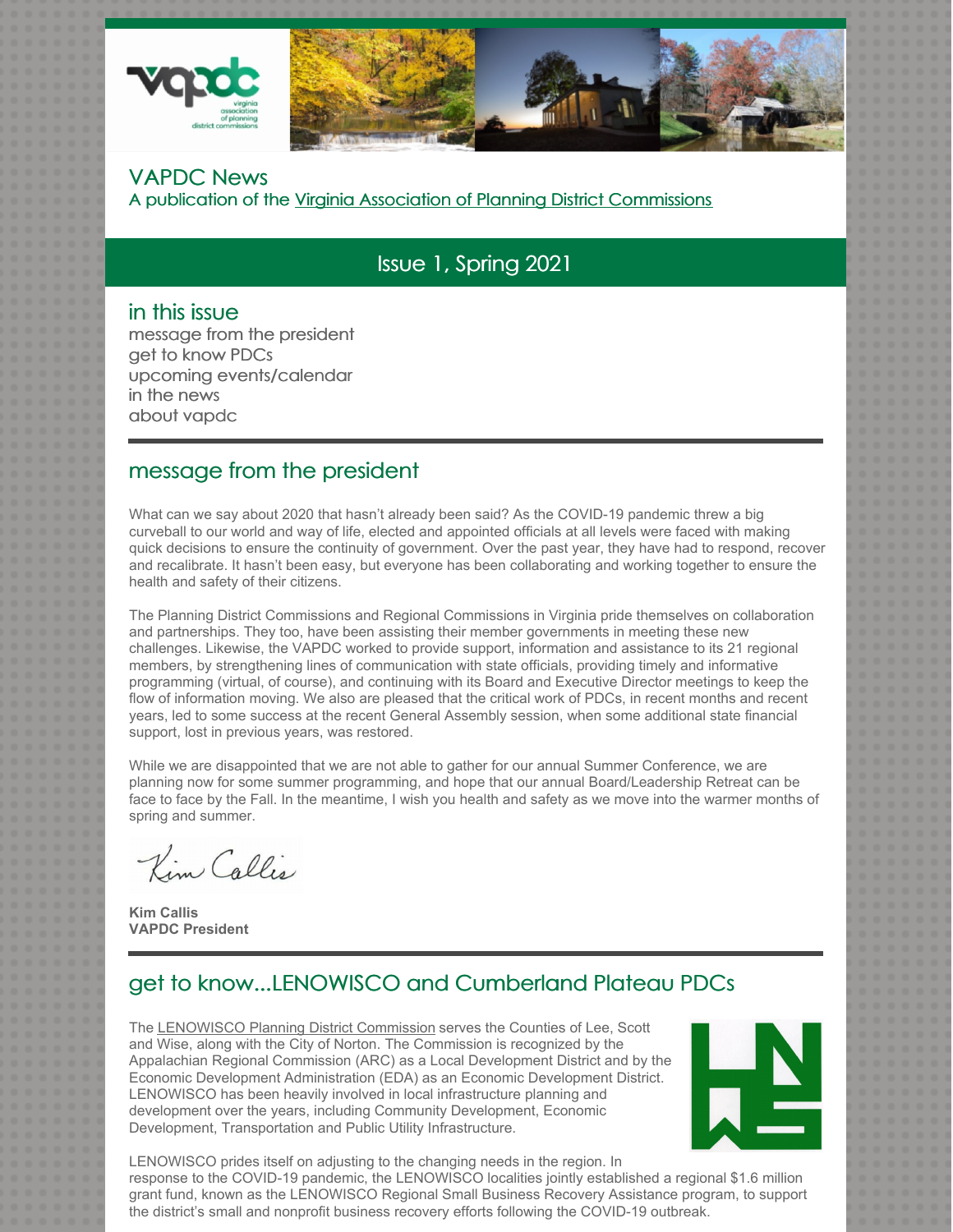# VAPDC News

A publication of the Virginia Association of Planning District Commissions

## Issue 1, Spring 2021

### in this issue

message from the president
get to know PDCs
upcoming events/calendar
in the news
about vapdc

## message from the president

What can we say about 2020 that hasn't already been said? As the COVID-19 pandemic threw a big curveball to our world and way of life, elected and appointed officials at all levels were faced with making quick decisions to ensure the continuity of government. Over the past year, they have had to respond, recover and recalibrate. It hasn't been easy, but everyone has been collaborating and working together to ensure the health and safety of their citizens.

The Planning District Commissions and Regional Commissions in Virginia pride themselves on collaboration and partnerships. They too, have been assisting their member governments in meeting these new challenges. Likewise, the VAPDC worked to provide support, information and assistance to its 21 regional members, by strengthening lines of communication with state officials, providing timely and informative programming (virtual, of course), and continuing with its Board and Executive Director meetings to keep the flow of information moving. We also are pleased that the critical work of PDCs, in recent months and recent years, led to some success at the recent General Assembly session, when some additional state financial support, lost in previous years, was restored.

While we are disappointed that we are not able to gather for our annual Summer Conference, we are planning now for some summer programming, and hope that our annual Board/Leadership Retreat can be face to face by the Fall. In the meantime, I wish you health and safety as we move into the warmer months of spring and summer.

*Kim Callis*

**Kim Callis**
**VAPDC President**

## get to know...LENOWISCO and Cumberland Plateau PDCs

The LENOWISCO Planning District Commission serves the Counties of Lee, Scott and Wise, along with the City of Norton. The Commission is recognized by the Appalachian Regional Commission (ARC) as a Local Development District and by the Economic Development Administration (EDA) as an Economic Development District. LENOWISCO has been heavily involved in local infrastructure planning and development over the years, including Community Development, Economic Development, Transportation and Public Utility Infrastructure.

LENOWISCO prides itself on adjusting to the changing needs in the region. In response to the COVID-19 pandemic, the LENOWISCO localities jointly established a regional $1.6 million grant fund, known as the LENOWISCO Regional Small Business Recovery Assistance program, to support the district's small and nonprofit business recovery efforts following the COVID-19 outbreak.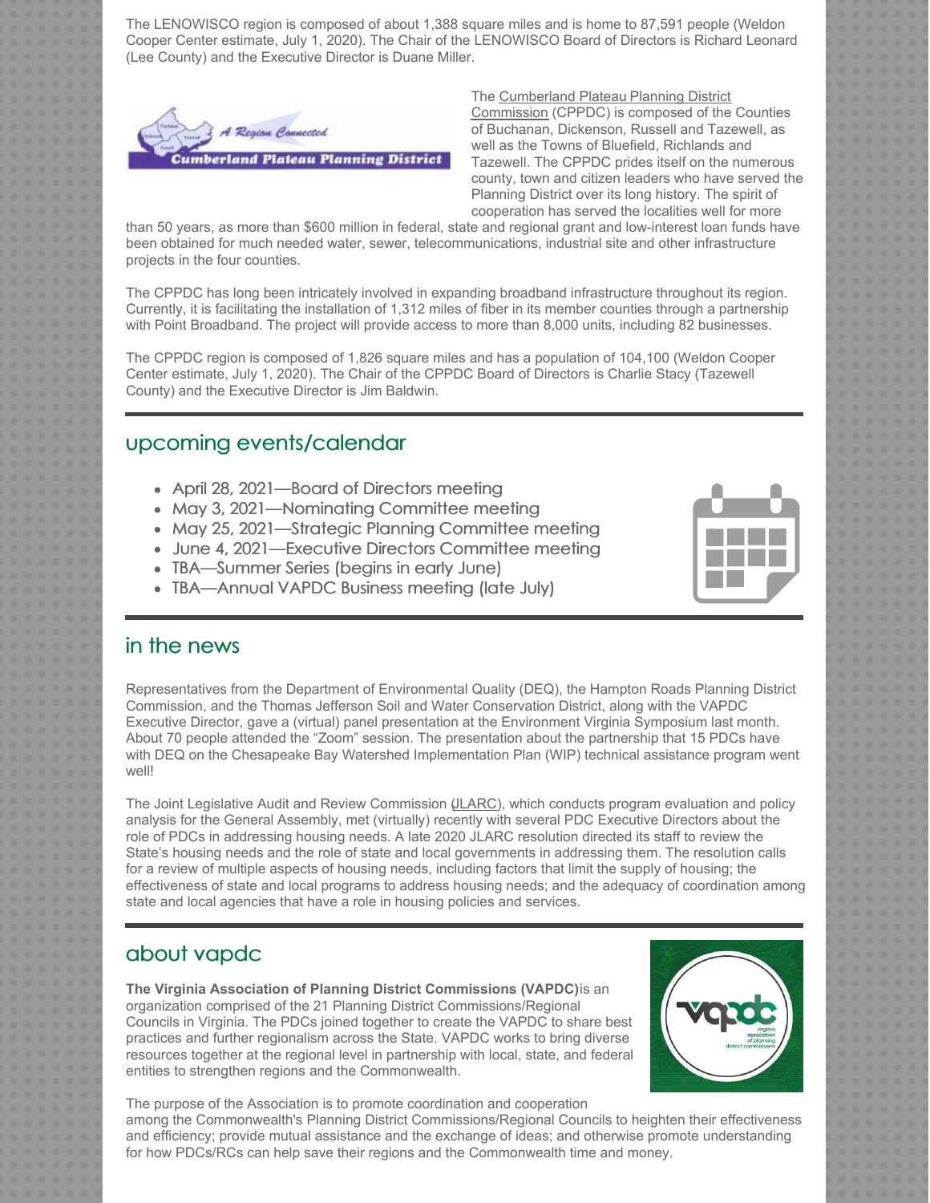The LENOWISCO region is composed of about 1,388 square miles and is home to 87,591 people (Weldon Cooper Center estimate, July 1, 2020). The Chair of the LENOWISCO Board of Directors is Richard Leonard (Lee County) and the Executive Director is Duane Miller.

The Cumberland Plateau Planning District Commission (CPPDC) is composed of the Counties of Buchanan, Dickenson, Russell and Tazewell, as well as the Towns of Bluefield, Richlands and Tazewell. The CPPDC prides itself on the numerous county, town and citizen leaders who have served the Planning District over its long history. The spirit of cooperation has served the localities well for more than 50 years, as more than $600 million in federal, state and regional grant and low-interest loan funds have been obtained for much needed water, sewer, telecommunications, industrial site and other infrastructure projects in the four counties.

The CPPDC has long been intricately involved in expanding broadband infrastructure throughout its region. Currently, it is facilitating the installation of 1,312 miles of fiber in its member counties through a partnership with Point Broadband. The project will provide access to more than 8,000 units, including 82 businesses.

The CPPDC region is composed of 1,826 square miles and has a population of 104,100 (Weldon Cooper Center estimate, July 1, 2020). The Chair of the CPPDC Board of Directors is Charlie Stacy (Tazewell County) and the Executive Director is Jim Baldwin.

## upcoming events/calendar

- April 28, 2021—Board of Directors meeting
- May 3, 2021—Nominating Committee meeting
- May 25, 2021—Strategic Planning Committee meeting
- June 4, 2021—Executive Directors Committee meeting
- TBA—Summer Series (begins in early June)
- TBA—Annual VAPDC Business meeting (late July)

## in the news

Representatives from the Department of Environmental Quality (DEQ), the Hampton Roads Planning District Commission, and the Thomas Jefferson Soil and Water Conservation District, along with the VAPDC Executive Director, gave a (virtual) panel presentation at the Environment Virginia Symposium last month. About 70 people attended the "Zoom" session. The presentation about the partnership that 15 PDCs have with DEQ on the Chesapeake Bay Watershed Implementation Plan (WIP) technical assistance program went well!

The Joint Legislative Audit and Review Commission (JLARC), which conducts program evaluation and policy analysis for the General Assembly, met (virtually) recently with several PDC Executive Directors about the role of PDCs in addressing housing needs. A late 2020 JLARC resolution directed its staff to review the State's housing needs and the role of state and local governments in addressing them. The resolution calls for a review of multiple aspects of housing needs, including factors that limit the supply of housing; the effectiveness of state and local programs to address housing needs; and the adequacy of coordination among state and local agencies that have a role in housing policies and services.

## about vapdc

**The Virginia Association of Planning District Commissions (VAPDC)** is an organization comprised of the 21 Planning District Commissions/Regional Councils in Virginia. The PDCs joined together to create the VAPDC to share best practices and further regionalism across the State. VAPDC works to bring diverse resources together at the regional level in partnership with local, state, and federal entities to strengthen regions and the Commonwealth.

The purpose of the Association is to promote coordination and cooperation among the Commonwealth's Planning District Commissions/Regional Councils to heighten their effectiveness and efficiency; provide mutual assistance and the exchange of ideas; and otherwise promote understanding for how PDCs/RCs can help save their regions and the Commonwealth time and money.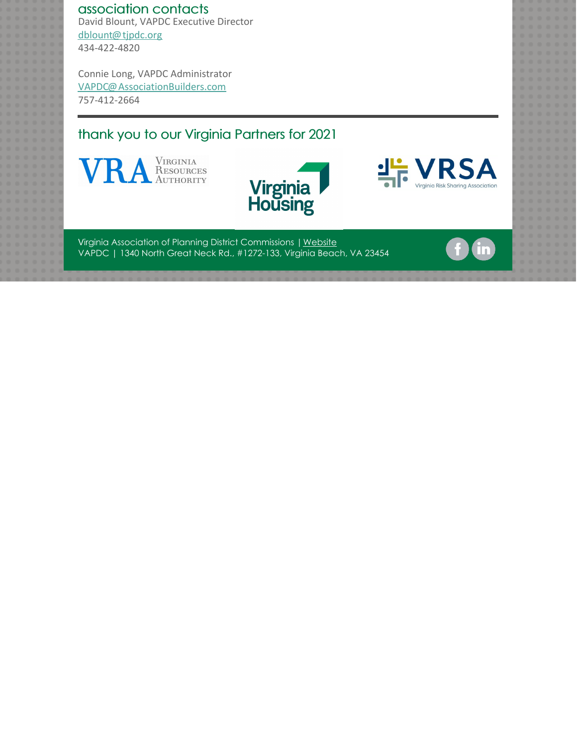## association contacts

David Blount, VAPDC Executive Director
dblount@tjpdc.org
434-422-4820

Connie Long, VAPDC Administrator
VAPDC@AssociationBuilders.com
757-412-2664

---

## thank you to our Virginia Partners for 2021

VRA Virginia Resources Authority

Virginia Housing

VRSA Virginia Risk Sharing Association

Virginia Association of Planning District Commissions | Website
VAPDC | 1340 North Great Neck Rd., #1272-133, Virginia Beach, VA 23454